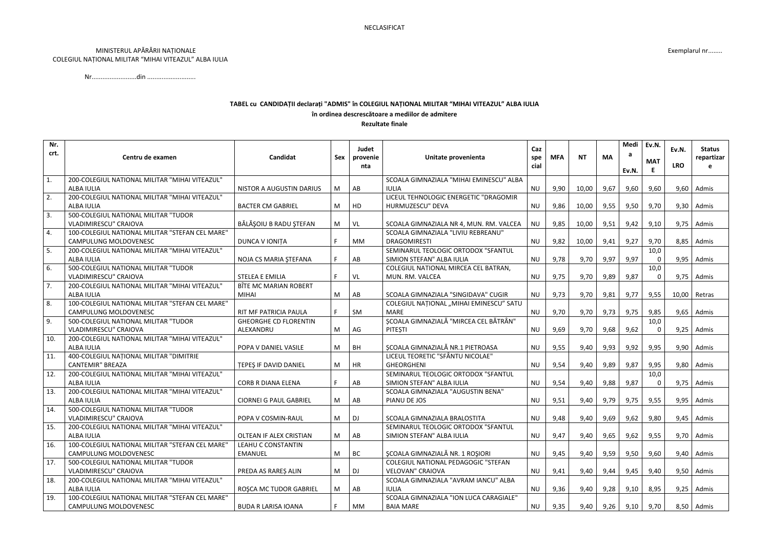NECLASIFICAT

MINISTERUL APĂRĂRII NAȚIONALE
COLEGIUL NAȚIONAL MILITAR "MIHAI VITEAZUL" ALBA IULIA

Exemplarul nr........

Nr.........................din ...........................

**TABEL cu CANDIDAȚII declarați "ADMIS" în COLEGIUL NAȚIONAL MILITAR "MIHAI VITEAZUL" ALBA IULIA**

**în ordinea descrescătoare a mediilor de admitere**

**Rezultate finale**

| Nr. crt. | Centru de examen | Candidat | Sex | Judet provenienta | Unitate provenienta | Caz special | MFA | NT | MA | Media Ev.N. | Ev.N. MATE | Ev.N. LRO | Status repartizare |
|---|---|---|---|---|---|---|---|---|---|---|---|---|---|
| 1. | 200-COLEGIUL NATIONAL MILITAR "MIHAI VITEAZUL" ALBA IULIA | NISTOR A AUGUSTIN DARIUS | M | AB | SCOALA GIMNAZIALA "MIHAI EMINESCU" ALBA IULIA | NU | 9,90 | 10,00 | 9,67 | 9,60 | 9,60 | 9,60 | Admis |
| 2. | 200-COLEGIUL NATIONAL MILITAR "MIHAI VITEAZUL" ALBA IULIA | BACTER CM GABRIEL | M | HD | LICEUL TEHNOLOGIC ENERGETIC "DRAGOMIR HURMUZESCU" DEVA | NU | 9,86 | 10,00 | 9,55 | 9,50 | 9,70 | 9,30 | Admis |
| 3. | 500-COLEGIUL NATIONAL MILITAR "TUDOR VLADIMIRESCU" CRAIOVA | BĂLĂȘOIU B RADU ȘTEFAN | M | VL | SCOALA GIMNAZIALA NR 4, MUN. RM. VALCEA | NU | 9,85 | 10,00 | 9,51 | 9,42 | 9,10 | 9,75 | Admis |
| 4. | 100-COLEGIUL NATIONAL MILITAR "STEFAN CEL MARE" CAMPULUNG MOLDOVENESC | DUNCA V IONIȚA | F | MM | SCOALA GIMNAZIALA "LIVIU REBREANU" DRAGOMIRESTI | NU | 9,82 | 10,00 | 9,41 | 9,27 | 9,70 | 8,85 | Admis |
| 5. | 200-COLEGIUL NATIONAL MILITAR "MIHAI VITEAZUL" ALBA IULIA | NOJA CS MARIA ȘTEFANA | F | AB | SEMINARUL TEOLOGIC ORTODOX "SFANTUL SIMION STEFAN" ALBA IULIA | NU | 9,78 | 9,70 | 9,97 | 9,97 | 10,00 | 9,95 | Admis |
| 6. | 500-COLEGIUL NATIONAL MILITAR "TUDOR VLADIMIRESCU" CRAIOVA | STELEA E EMILIA | F | VL | COLEGIUL NATIONAL MIRCEA CEL BATRAN, MUN. RM. VALCEA | NU | 9,75 | 9,70 | 9,89 | 9,87 | 10,00 | 9,75 | Admis |
| 7. | 200-COLEGIUL NATIONAL MILITAR "MIHAI VITEAZUL" ALBA IULIA | BÎTE MC MARIAN ROBERT MIHAI | M | AB | SCOALA GIMNAZIALA "SINGIDAVA" CUGIR | NU | 9,73 | 9,70 | 9,81 | 9,77 | 9,55 | 10,00 | Retras |
| 8. | 100-COLEGIUL NATIONAL MILITAR "STEFAN CEL MARE" CAMPULUNG MOLDOVENESC | RIT MF PATRICIA PAULA | F | SM | COLEGIUL NAȚIONAL „MIHAI EMINESCU" SATU MARE | NU | 9,70 | 9,70 | 9,73 | 9,75 | 9,85 | 9,65 | Admis |
| 9. | 500-COLEGIUL NATIONAL MILITAR "TUDOR VLADIMIRESCU" CRAIOVA | GHEORGHE CD FLORENTIN ALEXANDRU | M | AG | ȘCOALA GIMNAZIALĂ "MIRCEA CEL BĂTRÂN" PITEȘTI | NU | 9,69 | 9,70 | 9,68 | 9,62 | 10,00 | 9,25 | Admis |
| 10. | 200-COLEGIUL NATIONAL MILITAR "MIHAI VITEAZUL" ALBA IULIA | POPA V DANIEL VASILE | M | BH | ȘCOALA GIMNAZIALĂ NR.1 PIETROASA | NU | 9,55 | 9,40 | 9,93 | 9,92 | 9,95 | 9,90 | Admis |
| 11. | 400-COLEGIUL NAȚIONAL MILITAR "DIMITRIE CANTEMIR" BREAZA | ȚEPEȘ IF DAVID DANIEL | M | HR | LICEUL TEORETIC "SFÂNTU NICOLAE" GHEORGHENI | NU | 9,54 | 9,40 | 9,89 | 9,87 | 9,95 | 9,80 | Admis |
| 12. | 200-COLEGIUL NATIONAL MILITAR "MIHAI VITEAZUL" ALBA IULIA | CORB R DIANA ELENA | F | AB | SEMINARUL TEOLOGIC ORTODOX "SFANTUL SIMION STEFAN" ALBA IULIA | NU | 9,54 | 9,40 | 9,88 | 9,87 | 10,00 | 9,75 | Admis |
| 13. | 200-COLEGIUL NATIONAL MILITAR "MIHAI VITEAZUL" ALBA IULIA | CIORNEI G PAUL GABRIEL | M | AB | SCOALA GIMNAZIALA "AUGUSTIN BENA" PIANU DE JOS | NU | 9,51 | 9,40 | 9,79 | 9,75 | 9,55 | 9,95 | Admis |
| 14. | 500-COLEGIUL NATIONAL MILITAR "TUDOR VLADIMIRESCU" CRAIOVA | POPA V COSMIN-RAUL | M | DJ | SCOALA GIMNAZIALA BRALOSTITA | NU | 9,48 | 9,40 | 9,69 | 9,62 | 9,80 | 9,45 | Admis |
| 15. | 200-COLEGIUL NATIONAL MILITAR "MIHAI VITEAZUL" ALBA IULIA | OLTEAN IF ALEX CRISTIAN | M | AB | SEMINARUL TEOLOGIC ORTODOX "SFANTUL SIMION STEFAN" ALBA IULIA | NU | 9,47 | 9,40 | 9,65 | 9,62 | 9,55 | 9,70 | Admis |
| 16. | 100-COLEGIUL NATIONAL MILITAR "STEFAN CEL MARE" CAMPULUNG MOLDOVENESC | LEAHU C CONSTANTIN EMANUEL | M | BC | ȘCOALA GIMNAZIALĂ NR. 1 ROȘIORI | NU | 9,45 | 9,40 | 9,59 | 9,50 | 9,60 | 9,40 | Admis |
| 17. | 500-COLEGIUL NATIONAL MILITAR "TUDOR VLADIMIRESCU" CRAIOVA | PREDA AS RAREȘ ALIN | M | DJ | COLEGIUL NATIONAL PEDAGOGIC "STEFAN VELOVAN" CRAIOVA | NU | 9,41 | 9,40 | 9,44 | 9,45 | 9,40 | 9,50 | Admis |
| 18. | 200-COLEGIUL NATIONAL MILITAR "MIHAI VITEAZUL" ALBA IULIA | ROȘCA MC TUDOR GABRIEL | M | AB | SCOALA GIMNAZIALA "AVRAM IANCU" ALBA IULIA | NU | 9,36 | 9,40 | 9,28 | 9,10 | 8,95 | 9,25 | Admis |
| 19. | 100-COLEGIUL NATIONAL MILITAR "STEFAN CEL MARE" CAMPULUNG MOLDOVENESC | BUDA R LARISA IOANA | F | MM | SCOALA GIMNAZIALA "ION LUCA CARAGIALE" BAIA MARE | NU | 9,35 | 9,40 | 9,26 | 9,10 | 9,70 | 8,50 | Admis |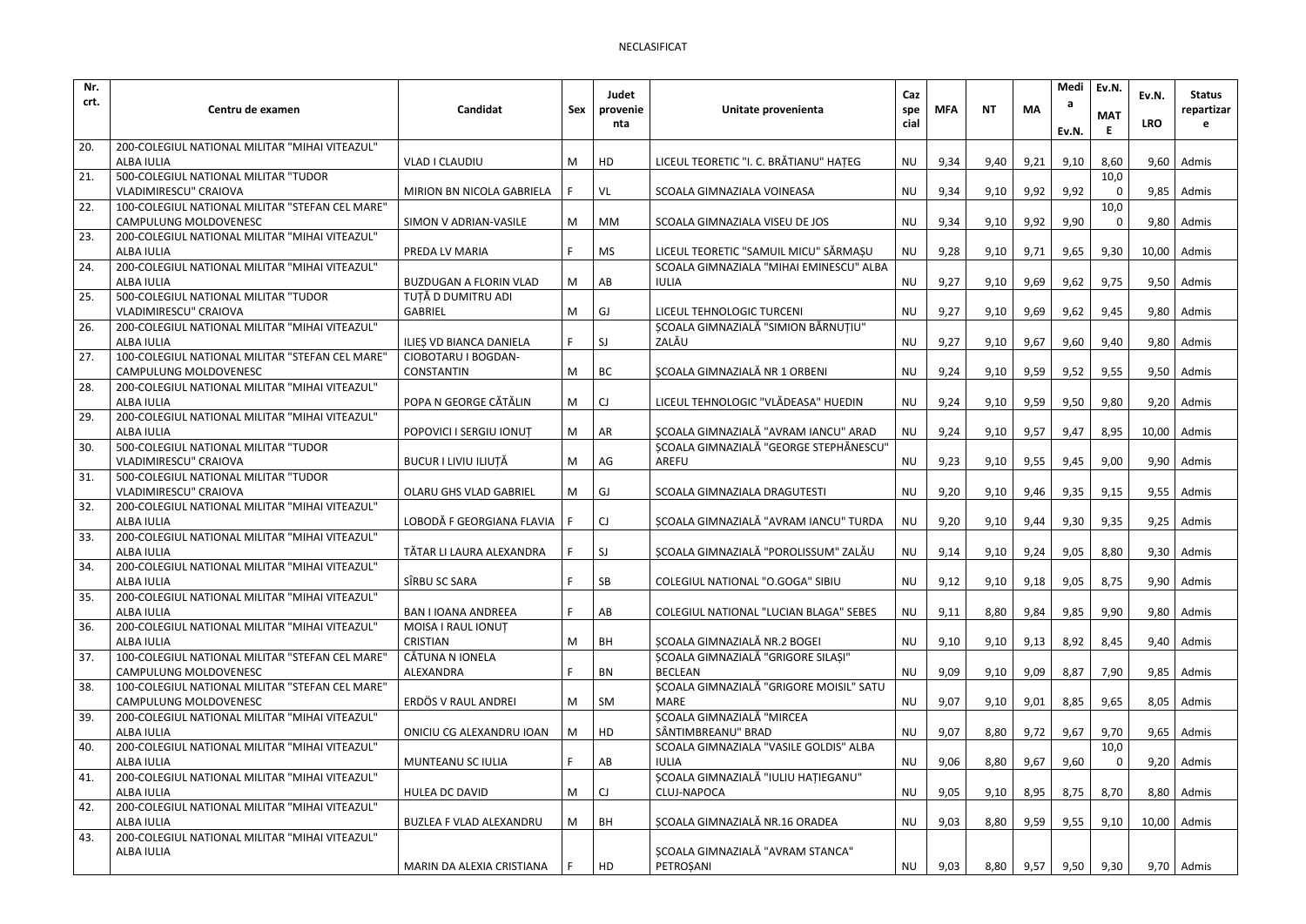NECLASIFICAT

| Nr. crt. | Centru de examen | Candidat | Sex | Judet provenienta | Unitate provenienta | Caz special | MFA | NT | MA | Media Ev.N. | Ev.N. MATE | Ev.N. LRO | Status repartizare |
|---|---|---|---|---|---|---|---|---|---|---|---|---|---|
| 20. | 200-COLEGIUL NATIONAL MILITAR "MIHAI VITEAZUL" ALBA IULIA | VLAD I CLAUDIU | M | HD | LICEUL TEORETIC "I. C. BRĂTIANU" HAȚEG | NU | 9,34 | 9,40 | 9,21 | 9,10 | 8,60 | 9,60 | Admis |
| 21. | 500-COLEGIUL NATIONAL MILITAR "TUDOR VLADIMIRESCU" CRAIOVA | MIRION BN NICOLA GABRIELA | F | VL | SCOALA GIMNAZIALA VOINEASA | NU | 9,34 | 9,10 | 9,92 | 9,92 | 10,00 | 9,85 | Admis |
| 22. | 100-COLEGIUL NATIONAL MILITAR "STEFAN CEL MARE" CAMPULUNG MOLDOVENESC | SIMON V ADRIAN-VASILE | M | MM | SCOALA GIMNAZIALA VISEU DE JOS | NU | 9,34 | 9,10 | 9,92 | 9,90 | 10,00 | 9,80 | Admis |
| 23. | 200-COLEGIUL NATIONAL MILITAR "MIHAI VITEAZUL" ALBA IULIA | PREDA LV MARIA | F | MS | LICEUL TEORETIC "SAMUIL MICU" SĂRMAȘU | NU | 9,28 | 9,10 | 9,71 | 9,65 | 9,30 | 10,00 | Admis |
| 24. | 200-COLEGIUL NATIONAL MILITAR "MIHAI VITEAZUL" ALBA IULIA | BUZDUGAN A FLORIN VLAD | M | AB | SCOALA GIMNAZIALA "MIHAI EMINESCU" ALBA IULIA | NU | 9,27 | 9,10 | 9,69 | 9,62 | 9,75 | 9,50 | Admis |
| 25. | 500-COLEGIUL NATIONAL MILITAR "TUDOR VLADIMIRESCU" CRAIOVA | TUȚĂ D DUMITRU ADI GABRIEL | M | GJ | LICEUL TEHNOLOGIC TURCENI | NU | 9,27 | 9,10 | 9,69 | 9,62 | 9,45 | 9,80 | Admis |
| 26. | 200-COLEGIUL NATIONAL MILITAR "MIHAI VITEAZUL" ALBA IULIA | ILIEȘ VD BIANCA DANIELA | F | SJ | ȘCOALA GIMNAZIALĂ "SIMION BĂRNUȚIU" ZALĂU | NU | 9,27 | 9,10 | 9,67 | 9,60 | 9,40 | 9,80 | Admis |
| 27. | 100-COLEGIUL NATIONAL MILITAR "STEFAN CEL MARE" CAMPULUNG MOLDOVENESC | CIOBOTARU I BOGDAN-CONSTANTIN | M | BC | ȘCOALA GIMNAZIALĂ NR 1 ORBENI | NU | 9,24 | 9,10 | 9,59 | 9,52 | 9,55 | 9,50 | Admis |
| 28. | 200-COLEGIUL NATIONAL MILITAR "MIHAI VITEAZUL" ALBA IULIA | POPA N GEORGE CĂTĂLIN | M | CJ | LICEUL TEHNOLOGIC "VLĂDEASA" HUEDIN | NU | 9,24 | 9,10 | 9,59 | 9,50 | 9,80 | 9,20 | Admis |
| 29. | 200-COLEGIUL NATIONAL MILITAR "MIHAI VITEAZUL" ALBA IULIA | POPOVICI I SERGIU IONUȚ | M | AR | ȘCOALA GIMNAZIALĂ "AVRAM IANCU" ARAD | NU | 9,24 | 9,10 | 9,57 | 9,47 | 8,95 | 10,00 | Admis |
| 30. | 500-COLEGIUL NATIONAL MILITAR "TUDOR VLADIMIRESCU" CRAIOVA | BUCUR I LIVIU ILIUȚĂ | M | AG | ȘCOALA GIMNAZIALĂ "GEORGE STEPHĂNESCU" AREFU | NU | 9,23 | 9,10 | 9,55 | 9,45 | 9,00 | 9,90 | Admis |
| 31. | 500-COLEGIUL NATIONAL MILITAR "TUDOR VLADIMIRESCU" CRAIOVA | OLARU GHS VLAD GABRIEL | M | GJ | SCOALA GIMNAZIALA DRAGUTESTI | NU | 9,20 | 9,10 | 9,46 | 9,35 | 9,15 | 9,55 | Admis |
| 32. | 200-COLEGIUL NATIONAL MILITAR "MIHAI VITEAZUL" ALBA IULIA | LOBODĂ F GEORGIANA FLAVIA | F | CJ | ȘCOALA GIMNAZIALĂ "AVRAM IANCU" TURDA | NU | 9,20 | 9,10 | 9,44 | 9,30 | 9,35 | 9,25 | Admis |
| 33. | 200-COLEGIUL NATIONAL MILITAR "MIHAI VITEAZUL" ALBA IULIA | TĂTAR LI LAURA ALEXANDRA | F | SJ | ȘCOALA GIMNAZIALĂ "POROLISSUM" ZALĂU | NU | 9,14 | 9,10 | 9,24 | 9,05 | 8,80 | 9,30 | Admis |
| 34. | 200-COLEGIUL NATIONAL MILITAR "MIHAI VITEAZUL" ALBA IULIA | SÎRBU SC SARA | F | SB | COLEGIUL NATIONAL "O.GOGA" SIBIU | NU | 9,12 | 9,10 | 9,18 | 9,05 | 8,75 | 9,90 | Admis |
| 35. | 200-COLEGIUL NATIONAL MILITAR "MIHAI VITEAZUL" ALBA IULIA | BAN I IOANA ANDREEA | F | AB | COLEGIUL NATIONAL "LUCIAN BLAGA" SEBES | NU | 9,11 | 8,80 | 9,84 | 9,85 | 9,90 | 9,80 | Admis |
| 36. | 200-COLEGIUL NATIONAL MILITAR "MIHAI VITEAZUL" ALBA IULIA | MOISA I RAUL IONUȚ CRISTIAN | M | BH | ȘCOALA GIMNAZIALĂ NR.2 BOGEI | NU | 9,10 | 9,10 | 9,13 | 8,92 | 8,45 | 9,40 | Admis |
| 37. | 100-COLEGIUL NATIONAL MILITAR "STEFAN CEL MARE" CAMPULUNG MOLDOVENESC | CĂTUNA N IONELA ALEXANDRA | F | BN | ȘCOALA GIMNAZIALĂ "GRIGORE SILAȘI" BECLEAN | NU | 9,09 | 9,10 | 9,09 | 8,87 | 7,90 | 9,85 | Admis |
| 38. | 100-COLEGIUL NATIONAL MILITAR "STEFAN CEL MARE" CAMPULUNG MOLDOVENESC | ERDÖS V RAUL ANDREI | M | SM | ȘCOALA GIMNAZIALĂ "GRIGORE MOISIL" SATU MARE | NU | 9,07 | 9,10 | 9,01 | 8,85 | 9,65 | 8,05 | Admis |
| 39. | 200-COLEGIUL NATIONAL MILITAR "MIHAI VITEAZUL" ALBA IULIA | ONICIU CG ALEXANDRU IOAN | M | HD | ȘCOALA GIMNAZIALĂ "MIRCEA SÂNTIMBREANU" BRAD | NU | 9,07 | 8,80 | 9,72 | 9,67 | 9,70 | 9,65 | Admis |
| 40. | 200-COLEGIUL NATIONAL MILITAR "MIHAI VITEAZUL" ALBA IULIA | MUNTEANU SC IULIA | F | AB | SCOALA GIMNAZIALA "VASILE GOLDIS" ALBA IULIA | NU | 9,06 | 8,80 | 9,67 | 9,60 | 10,00 | 9,20 | Admis |
| 41. | 200-COLEGIUL NATIONAL MILITAR "MIHAI VITEAZUL" ALBA IULIA | HULEA DC DAVID | M | CJ | ȘCOALA GIMNAZIALĂ "IULIU HAȚIEGANU" CLUJ-NAPOCA | NU | 9,05 | 9,10 | 8,95 | 8,75 | 8,70 | 8,80 | Admis |
| 42. | 200-COLEGIUL NATIONAL MILITAR "MIHAI VITEAZUL" ALBA IULIA | BUZLEA F VLAD ALEXANDRU | M | BH | ȘCOALA GIMNAZIALĂ NR.16 ORADEA | NU | 9,03 | 8,80 | 9,59 | 9,55 | 9,10 | 10,00 | Admis |
| 43. | 200-COLEGIUL NATIONAL MILITAR "MIHAI VITEAZUL" ALBA IULIA | MARIN DA ALEXIA CRISTIANA | F | HD | ȘCOALA GIMNAZIALĂ "AVRAM STANCA" PETROȘANI | NU | 9,03 | 8,80 | 9,57 | 9,50 | 9,30 | 9,70 | Admis |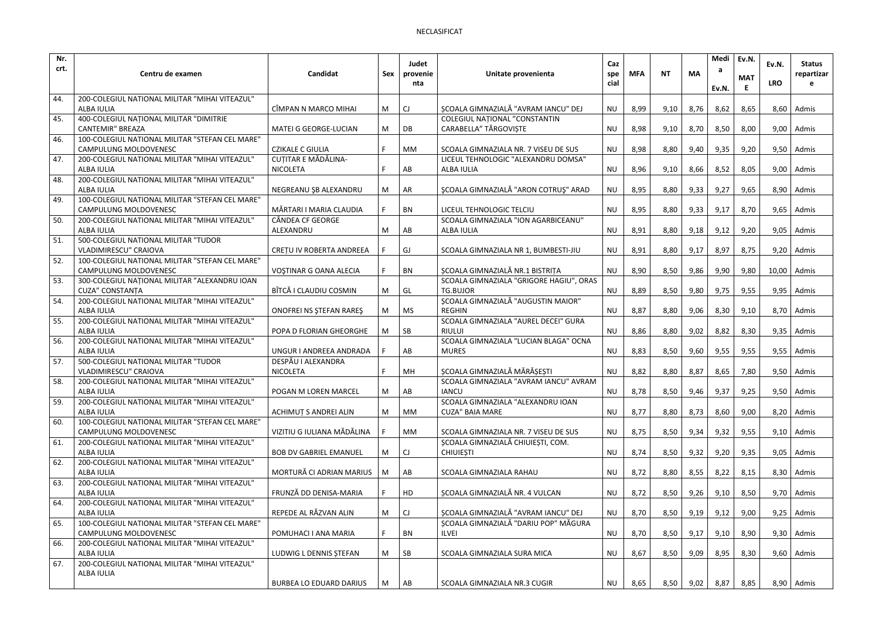NECLASIFICAT

| Nr. crt. | Centru de examen | Candidat | Sex | Judet provenienta | Unitate provenienta | Caz special | MFA | NT | MA | Media Ev.N. | Ev.N. MATE | Ev.N. LRO | Status repartizare |
|---|---|---|---|---|---|---|---|---|---|---|---|---|---|
| 44. | 200-COLEGIUL NATIONAL MILITAR "MIHAI VITEAZUL" ALBA IULIA | CÎMPAN N MARCO MIHAI | M | CJ | ŞCOALA GIMNAZIALĂ "AVRAM IANCU" DEJ | NU | 8,99 | 9,10 | 8,76 | 8,62 | 8,65 | 8,60 | Admis |
| 45. | 400-COLEGIUL NAȚIONAL MILITAR "DIMITRIE CANTEMIR" BREAZA | MATEI G GEORGE-LUCIAN | M | DB | COLEGIUL NAȚIONAL "CONSTANTIN CARABELLA" TÂRGOVIȘTE | NU | 8,98 | 9,10 | 8,70 | 8,50 | 8,00 | 9,00 | Admis |
| 46. | 100-COLEGIUL NATIONAL MILITAR "STEFAN CEL MARE" CAMPULUNG MOLDOVENESC | CZIKALE C GIULIA | F | MM | SCOALA GIMNAZIALA NR. 7 VISEU DE SUS | NU | 8,98 | 8,80 | 9,40 | 9,35 | 9,20 | 9,50 | Admis |
| 47. | 200-COLEGIUL NATIONAL MILITAR "MIHAI VITEAZUL" ALBA IULIA | CUȚITAR E MĂDĂLINA-NICOLETA | F | AB | LICEUL TEHNOLOGIC "ALEXANDRU DOMSA" ALBA IULIA | NU | 8,96 | 9,10 | 8,66 | 8,52 | 8,05 | 9,00 | Admis |
| 48. | 200-COLEGIUL NATIONAL MILITAR "MIHAI VITEAZUL" ALBA IULIA | NEGREANU ŞB ALEXANDRU | M | AR | ŞCOALA GIMNAZIALĂ "ARON COTRUŞ" ARAD | NU | 8,95 | 8,80 | 9,33 | 9,27 | 9,65 | 8,90 | Admis |
| 49. | 100-COLEGIUL NATIONAL MILITAR "STEFAN CEL MARE" CAMPULUNG MOLDOVENESC | MĂRTARI I MARIA CLAUDIA | F | BN | LICEUL TEHNOLOGIC TELCIU | NU | 8,95 | 8,80 | 9,33 | 9,17 | 8,70 | 9,65 | Admis |
| 50. | 200-COLEGIUL NATIONAL MILITAR "MIHAI VITEAZUL" ALBA IULIA | CÂNDEA CF GEORGE ALEXANDRU | M | AB | SCOALA GIMNAZIALA "ION AGARBICEANU" ALBA IULIA | NU | 8,91 | 8,80 | 9,18 | 9,12 | 9,20 | 9,05 | Admis |
| 51. | 500-COLEGIUL NATIONAL MILITAR "TUDOR VLADIMIRESCU" CRAIOVA | CREȚU IV ROBERTA ANDREEA | F | GJ | SCOALA GIMNAZIALA NR 1, BUMBESTI-JIU | NU | 8,91 | 8,80 | 9,17 | 8,97 | 8,75 | 9,20 | Admis |
| 52. | 100-COLEGIUL NATIONAL MILITAR "STEFAN CEL MARE" CAMPULUNG MOLDOVENESC | VOŞTINAR G OANA ALECIA | F | BN | ŞCOALA GIMNAZIALĂ NR.1 BISTRIȚA | NU | 8,90 | 8,50 | 9,86 | 9,90 | 9,80 | 10,00 | Admis |
| 53. | 300-COLEGIUL NAȚIONAL MILITAR "ALEXANDRU IOAN CUZA" CONSTANȚA | BÎTCĂ I CLAUDIU COSMIN | M | GL | SCOALA GIMNAZIALA "GRIGORE HAGIU", ORAS TG.BUJOR | NU | 8,89 | 8,50 | 9,80 | 9,75 | 9,55 | 9,95 | Admis |
| 54. | 200-COLEGIUL NATIONAL MILITAR "MIHAI VITEAZUL" ALBA IULIA | ONOFREI NS ŞTEFAN RAREŞ | M | MS | ŞCOALA GIMNAZIALĂ "AUGUSTIN MAIOR" REGHIN | NU | 8,87 | 8,80 | 9,06 | 8,30 | 9,10 | 8,70 | Admis |
| 55. | 200-COLEGIUL NATIONAL MILITAR "MIHAI VITEAZUL" ALBA IULIA | POPA D FLORIAN GHEORGHE | M | SB | SCOALA GIMNAZIALA "AUREL DECEI" GURA RIULUI | NU | 8,86 | 8,80 | 9,02 | 8,82 | 8,30 | 9,35 | Admis |
| 56. | 200-COLEGIUL NATIONAL MILITAR "MIHAI VITEAZUL" ALBA IULIA | UNGUR I ANDREEA ANDRADA | F | AB | SCOALA GIMNAZIALA "LUCIAN BLAGA" OCNA MURES | NU | 8,83 | 8,50 | 9,60 | 9,55 | 9,55 | 9,55 | Admis |
| 57. | 500-COLEGIUL NATIONAL MILITAR "TUDOR VLADIMIRESCU" CRAIOVA | DESPĂU I ALEXANDRA NICOLETA | F | MH | ŞCOALA GIMNAZIALĂ MĂRĂŞEŞTI | NU | 8,82 | 8,80 | 8,87 | 8,65 | 7,80 | 9,50 | Admis |
| 58. | 200-COLEGIUL NATIONAL MILITAR "MIHAI VITEAZUL" ALBA IULIA | POGAN M LOREN MARCEL | M | AB | SCOALA GIMNAZIALA "AVRAM IANCU" AVRAM IANCU | NU | 8,78 | 8,50 | 9,46 | 9,37 | 9,25 | 9,50 | Admis |
| 59. | 200-COLEGIUL NATIONAL MILITAR "MIHAI VITEAZUL" ALBA IULIA | ACHIMUȚ S ANDREI ALIN | M | MM | SCOALA GIMNAZIALA "ALEXANDRU IOAN CUZA" BAIA MARE | NU | 8,77 | 8,80 | 8,73 | 8,60 | 9,00 | 8,20 | Admis |
| 60. | 100-COLEGIUL NATIONAL MILITAR "STEFAN CEL MARE" CAMPULUNG MOLDOVENESC | VIZITIU G IULIANA MĂDĂLINA | F | MM | SCOALA GIMNAZIALA NR. 7 VISEU DE SUS | NU | 8,75 | 8,50 | 9,34 | 9,32 | 9,55 | 9,10 | Admis |
| 61. | 200-COLEGIUL NATIONAL MILITAR "MIHAI VITEAZUL" ALBA IULIA | BOB DV GABRIEL EMANUEL | M | CJ | ŞCOALA GIMNAZIALĂ CHIUIEŞTI, COM. CHIUIEŞTI | NU | 8,74 | 8,50 | 9,32 | 9,20 | 9,35 | 9,05 | Admis |
| 62. | 200-COLEGIUL NATIONAL MILITAR "MIHAI VITEAZUL" ALBA IULIA | MORTURĂ CI ADRIAN MARIUS | M | AB | SCOALA GIMNAZIALA RAHAU | NU | 8,72 | 8,80 | 8,55 | 8,22 | 8,15 | 8,30 | Admis |
| 63. | 200-COLEGIUL NATIONAL MILITAR "MIHAI VITEAZUL" ALBA IULIA | FRUNZĂ DD DENISA-MARIA | F | HD | ŞCOALA GIMNAZIALĂ NR. 4 VULCAN | NU | 8,72 | 8,50 | 9,26 | 9,10 | 8,50 | 9,70 | Admis |
| 64. | 200-COLEGIUL NATIONAL MILITAR "MIHAI VITEAZUL" ALBA IULIA | REPEDE AL RĂZVAN ALIN | M | CJ | ŞCOALA GIMNAZIALĂ "AVRAM IANCU" DEJ | NU | 8,70 | 8,50 | 9,19 | 9,12 | 9,00 | 9,25 | Admis |
| 65. | 100-COLEGIUL NATIONAL MILITAR "STEFAN CEL MARE" CAMPULUNG MOLDOVENESC | POMUHACI I ANA MARIA | F | BN | ŞCOALA GIMNAZIALĂ "DARIU POP" MĂGURA ILVEI | NU | 8,70 | 8,50 | 9,17 | 9,10 | 8,90 | 9,30 | Admis |
| 66. | 200-COLEGIUL NATIONAL MILITAR "MIHAI VITEAZUL" ALBA IULIA | LUDWIG L DENNIS ŞTEFAN | M | SB | SCOALA GIMNAZIALA SURA MICA | NU | 8,67 | 8,50 | 9,09 | 8,95 | 8,30 | 9,60 | Admis |
| 67. | 200-COLEGIUL NATIONAL MILITAR "MIHAI VITEAZUL" ALBA IULIA | BURBEA LO EDUARD DARIUS | M | AB | SCOALA GIMNAZIALA NR.3 CUGIR | NU | 8,65 | 8,50 | 9,02 | 8,87 | 8,85 | 8,90 | Admis |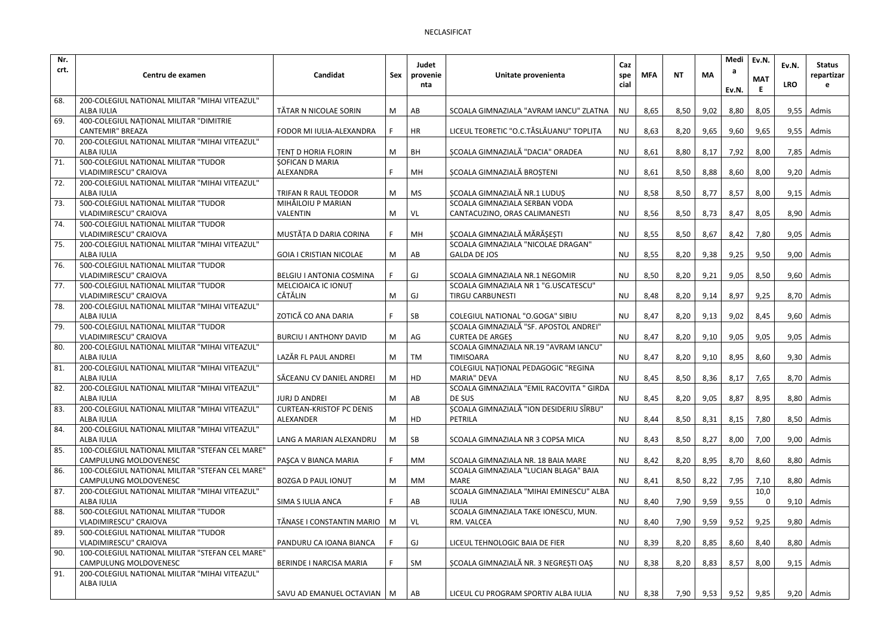NECLASIFICAT

| Nr. crt. | Centru de examen | Candidat | Sex | Judet provenienta | Unitate provenienta | Caz special | MFA | NT | MA | Media Ev.N. | Ev.N. MATE | Ev.N. LRO | Status repartizare |
|---|---|---|---|---|---|---|---|---|---|---|---|---|---|
| 68. | 200-COLEGIUL NATIONAL MILITAR "MIHAI VITEAZUL" ALBA IULIA | TĂTAR N NICOLAE SORIN | M | AB | SCOALA GIMNAZIALA "AVRAM IANCU" ZLATNA | NU | 8,65 | 8,50 | 9,02 | 8,80 | 8,05 | 9,55 | Admis |
| 69. | 400-COLEGIUL NAȚIONAL MILITAR "DIMITRIE CANTEMIR" BREAZA | FODOR MI IULIA-ALEXANDRA | F | HR | LICEUL TEORETIC "O.C.TĂSLĂUANU" TOPLIȚA | NU | 8,63 | 8,20 | 9,65 | 9,60 | 9,65 | 9,55 | Admis |
| 70. | 200-COLEGIUL NATIONAL MILITAR "MIHAI VITEAZUL" ALBA IULIA | ȚENȚ D HORIA FLORIN | M | BH | ȘCOALA GIMNAZIALĂ "DACIA" ORADEA | NU | 8,61 | 8,80 | 8,17 | 7,92 | 8,00 | 7,85 | Admis |
| 71. | 500-COLEGIUL NATIONAL MILITAR "TUDOR VLADIMIRESCU" CRAIOVA | ȘOFICAN D MARIA ALEXANDRA | F | MH | ȘCOALA GIMNAZIALĂ BROȘTENI | NU | 8,61 | 8,50 | 8,88 | 8,60 | 8,00 | 9,20 | Admis |
| 72. | 200-COLEGIUL NATIONAL MILITAR "MIHAI VITEAZUL" ALBA IULIA | TRIFAN R RAUL TEODOR | M | MS | ȘCOALA GIMNAZIALĂ NR.1 LUDUȘ | NU | 8,58 | 8,50 | 8,77 | 8,57 | 8,00 | 9,15 | Admis |
| 73. | 500-COLEGIUL NATIONAL MILITAR "TUDOR VLADIMIRESCU" CRAIOVA | MIHĂILOIU P MARIAN VALENTIN | M | VL | SCOALA GIMNAZIALA SERBAN VODA CANTACUZINO, ORAS CALIMANESTI | NU | 8,56 | 8,50 | 8,73 | 8,47 | 8,05 | 8,90 | Admis |
| 74. | 500-COLEGIUL NATIONAL MILITAR "TUDOR VLADIMIRESCU" CRAIOVA | MUSTĂȚA D DARIA CORINA | F | MH | ȘCOALA GIMNAZIALĂ MĂRĂȘEȘTI | NU | 8,55 | 8,50 | 8,67 | 8,42 | 7,80 | 9,05 | Admis |
| 75. | 200-COLEGIUL NATIONAL MILITAR "MIHAI VITEAZUL" ALBA IULIA | GOIA I CRISTIAN NICOLAE | M | AB | SCOALA GIMNAZIALA "NICOLAE DRAGAN" GALDA DE JOS | NU | 8,55 | 8,20 | 9,38 | 9,25 | 9,50 | 9,00 | Admis |
| 76. | 500-COLEGIUL NATIONAL MILITAR "TUDOR VLADIMIRESCU" CRAIOVA | BELGIU I ANTONIA COSMINA | F | GJ | SCOALA GIMNAZIALA NR.1 NEGOMIR | NU | 8,50 | 8,20 | 9,21 | 9,05 | 8,50 | 9,60 | Admis |
| 77. | 500-COLEGIUL NATIONAL MILITAR "TUDOR VLADIMIRESCU" CRAIOVA | MELCIOAICA IC IONUȚ CĂTĂLIN | M | GJ | SCOALA GIMNAZIALA NR 1 "G.USCATESCU" TIRGU CARBUNESTI | NU | 8,48 | 8,20 | 9,14 | 8,97 | 9,25 | 8,70 | Admis |
| 78. | 200-COLEGIUL NATIONAL MILITAR "MIHAI VITEAZUL" ALBA IULIA | ZOTICĂ CO ANA DARIA | F | SB | COLEGIUL NATIONAL "O.GOGA" SIBIU | NU | 8,47 | 8,20 | 9,13 | 9,02 | 8,45 | 9,60 | Admis |
| 79. | 500-COLEGIUL NATIONAL MILITAR "TUDOR VLADIMIRESCU" CRAIOVA | BURCIU I ANTHONY DAVID | M | AG | ȘCOALA GIMNAZIALĂ "SF. APOSTOL ANDREI" CURTEA DE ARGEȘ | NU | 8,47 | 8,20 | 9,10 | 9,05 | 9,05 | 9,05 | Admis |
| 80. | 200-COLEGIUL NATIONAL MILITAR "MIHAI VITEAZUL" ALBA IULIA | LAZĂR FL PAUL ANDREI | M | TM | SCOALA GIMNAZIALA NR.19 "AVRAM IANCU" TIMISOARA | NU | 8,47 | 8,20 | 9,10 | 8,95 | 8,60 | 9,30 | Admis |
| 81. | 200-COLEGIUL NATIONAL MILITAR "MIHAI VITEAZUL" ALBA IULIA | SĂCEANU CV DANIEL ANDREI | M | HD | COLEGIUL NAȚIONAL PEDAGOGIC "REGINA MARIA" DEVA | NU | 8,45 | 8,50 | 8,36 | 8,17 | 7,65 | 8,70 | Admis |
| 82. | 200-COLEGIUL NATIONAL MILITAR "MIHAI VITEAZUL" ALBA IULIA | JURJ D ANDREI | M | AB | SCOALA GIMNAZIALA "EMIL RACOVITA " GIRDA DE SUS | NU | 8,45 | 8,20 | 9,05 | 8,87 | 8,95 | 8,80 | Admis |
| 83. | 200-COLEGIUL NATIONAL MILITAR "MIHAI VITEAZUL" ALBA IULIA | CURTEAN-KRISTOF PC DENIS ALEXANDER | M | HD | ȘCOALA GIMNAZIALĂ "ION DESIDERIU SÎRBU" PETRILA | NU | 8,44 | 8,50 | 8,31 | 8,15 | 7,80 | 8,50 | Admis |
| 84. | 200-COLEGIUL NATIONAL MILITAR "MIHAI VITEAZUL" ALBA IULIA | LANG A MARIAN ALEXANDRU | M | SB | SCOALA GIMNAZIALA NR 3 COPSA MICA | NU | 8,43 | 8,50 | 8,27 | 8,00 | 7,00 | 9,00 | Admis |
| 85. | 100-COLEGIUL NATIONAL MILITAR "STEFAN CEL MARE" CAMPULUNG MOLDOVENESC | PAȘCA V BIANCA MARIA | F | MM | SCOALA GIMNAZIALA NR. 18 BAIA MARE | NU | 8,42 | 8,20 | 8,95 | 8,70 | 8,60 | 8,80 | Admis |
| 86. | 100-COLEGIUL NATIONAL MILITAR "STEFAN CEL MARE" CAMPULUNG MOLDOVENESC | BOZGA D PAUL IONUȚ | M | MM | SCOALA GIMNAZIALA "LUCIAN BLAGA" BAIA MARE | NU | 8,41 | 8,50 | 8,22 | 7,95 | 7,10 | 8,80 | Admis |
| 87. | 200-COLEGIUL NATIONAL MILITAR "MIHAI VITEAZUL" ALBA IULIA | SIMA S IULIA ANCA | F | AB | SCOALA GIMNAZIALA "MIHAI EMINESCU" ALBA IULIA | NU | 8,40 | 7,90 | 9,59 | 9,55 | 10,00 | 9,10 | Admis |
| 88. | 500-COLEGIUL NATIONAL MILITAR "TUDOR VLADIMIRESCU" CRAIOVA | TĂNASE I CONSTANTIN MARIO | M | VL | SCOALA GIMNAZIALA TAKE IONESCU, MUN. RM. VALCEA | NU | 8,40 | 7,90 | 9,59 | 9,52 | 9,25 | 9,80 | Admis |
| 89. | 500-COLEGIUL NATIONAL MILITAR "TUDOR VLADIMIRESCU" CRAIOVA | PANDURU CA IOANA BIANCA | F | GJ | LICEUL TEHNOLOGIC BAIA DE FIER | NU | 8,39 | 8,20 | 8,85 | 8,60 | 8,40 | 8,80 | Admis |
| 90. | 100-COLEGIUL NATIONAL MILITAR "STEFAN CEL MARE" CAMPULUNG MOLDOVENESC | BERINDE I NARCISA MARIA | F | SM | ȘCOALA GIMNAZIALĂ NR. 3 NEGREȘTI OAȘ | NU | 8,38 | 8,20 | 8,83 | 8,57 | 8,00 | 9,15 | Admis |
| 91. | 200-COLEGIUL NATIONAL MILITAR "MIHAI VITEAZUL" ALBA IULIA | SAVU AD EMANUEL OCTAVIAN | M | AB | LICEUL CU PROGRAM SPORTIV ALBA IULIA | NU | 8,38 | 7,90 | 9,53 | 9,52 | 9,85 | 9,20 | Admis |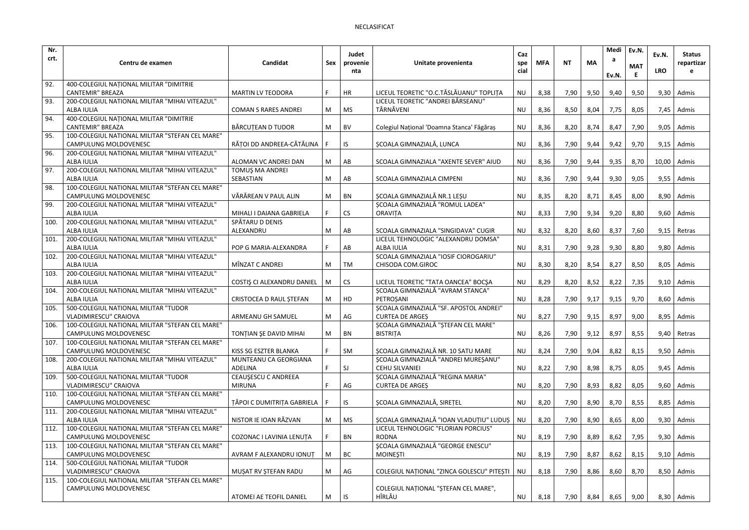NECLASIFICAT

| Nr. crt. | Centru de examen | Candidat | Sex | Judet provenienta | Unitate provenienta | Caz special | MFA | NT | MA | Media Ev.N. | Ev.N. MATE | Ev.N. LRO | Status repartizare |
|---|---|---|---|---|---|---|---|---|---|---|---|---|---|
| 92. | 400-COLEGIUL NAȚIONAL MILITAR "DIMITRIE CANTEMIR" BREAZA | MARTIN LV TEODORA | F | HR | LICEUL TEORETIC "O.C.TĂSLĂUANU" TOPLIȚA | NU | 8,38 | 7,90 | 9,50 | 9,40 | 9,50 | 9,30 | Admis |
| 93. | 200-COLEGIUL NATIONAL MILITAR "MIHAI VITEAZUL" ALBA IULIA | COMAN S RARES ANDREI | M | MS | LICEUL TEORETIC "ANDREI BÂRSEANU" TÂRNĂVENI | NU | 8,36 | 8,50 | 8,04 | 7,75 | 8,05 | 7,45 | Admis |
| 94. | 400-COLEGIUL NAȚIONAL MILITAR "DIMITRIE CANTEMIR" BREAZA | BĂRCUȚEAN D TUDOR | M | BV | Colegiul Național 'Doamna Stanca' Făgăraș | NU | 8,36 | 8,20 | 8,74 | 8,47 | 7,90 | 9,05 | Admis |
| 95. | 100-COLEGIUL NATIONAL MILITAR "STEFAN CEL MARE" CAMPULUNG MOLDOVENESC | RĂȚOI DD ANDREEA-CĂTĂLINA | F | IS | ȘCOALA GIMNAZIALĂ, LUNCA | NU | 8,36 | 7,90 | 9,44 | 9,42 | 9,70 | 9,15 | Admis |
| 96. | 200-COLEGIUL NATIONAL MILITAR "MIHAI VITEAZUL" ALBA IULIA | ALOMAN VC ANDREI DAN | M | AB | SCOALA GIMNAZIALA "AXENTE SEVER" AIUD | NU | 8,36 | 7,90 | 9,44 | 9,35 | 8,70 | 10,00 | Admis |
| 97. | 200-COLEGIUL NATIONAL MILITAR "MIHAI VITEAZUL" ALBA IULIA | TOMUȘ MA ANDREI SEBASTIAN | M | AB | SCOALA GIMNAZIALA CIMPENI | NU | 8,36 | 7,90 | 9,44 | 9,30 | 9,05 | 9,55 | Admis |
| 98. | 100-COLEGIUL NATIONAL MILITAR "STEFAN CEL MARE" CAMPULUNG MOLDOVENESC | VĂRĂREAN V PAUL ALIN | M | BN | ȘCOALA GIMNAZIALĂ NR.1 LEȘU | NU | 8,35 | 8,20 | 8,71 | 8,45 | 8,00 | 8,90 | Admis |
| 99. | 200-COLEGIUL NATIONAL MILITAR "MIHAI VITEAZUL" ALBA IULIA | MIHALI I DAIANA GABRIELA | F | CS | ȘCOALA GIMNAZIALĂ "ROMUL LADEA" ORAVIȚA | NU | 8,33 | 7,90 | 9,34 | 9,20 | 8,80 | 9,60 | Admis |
| 100. | 200-COLEGIUL NATIONAL MILITAR "MIHAI VITEAZUL" ALBA IULIA | SPĂTARU D DENIS ALEXANDRU | M | AB | SCOALA GIMNAZIALA "SINGIDAVA" CUGIR | NU | 8,32 | 8,20 | 8,60 | 8,37 | 7,60 | 9,15 | Retras |
| 101. | 200-COLEGIUL NATIONAL MILITAR "MIHAI VITEAZUL" ALBA IULIA | POP G MARIA-ALEXANDRA | F | AB | LICEUL TEHNOLOGIC "ALEXANDRU DOMSA" ALBA IULIA | NU | 8,31 | 7,90 | 9,28 | 9,30 | 8,80 | 9,80 | Admis |
| 102. | 200-COLEGIUL NATIONAL MILITAR "MIHAI VITEAZUL" ALBA IULIA | MÎNZAT C ANDREI | M | TM | SCOALA GIMNAZIALA "IOSIF CIOROGARIU" CHISODA COM.GIROC | NU | 8,30 | 8,20 | 8,54 | 8,27 | 8,50 | 8,05 | Admis |
| 103. | 200-COLEGIUL NATIONAL MILITAR "MIHAI VITEAZUL" ALBA IULIA | COSTIȘ CI ALEXANDRU DANIEL | M | CS | LICEUL TEORETIC "TATA OANCEA" BOCȘA | NU | 8,29 | 8,20 | 8,52 | 8,22 | 7,35 | 9,10 | Admis |
| 104. | 200-COLEGIUL NATIONAL MILITAR "MIHAI VITEAZUL" ALBA IULIA | CRISTOCEA D RAUL ȘTEFAN | M | HD | ȘCOALA GIMNAZIALĂ "AVRAM STANCA" PETROȘANI | NU | 8,28 | 7,90 | 9,17 | 9,15 | 9,70 | 8,60 | Admis |
| 105. | 500-COLEGIUL NATIONAL MILITAR "TUDOR VLADIMIRESCU" CRAIOVA | ARMEANU GH SAMUEL | M | AG | ȘCOALA GIMNAZIALĂ "SF. APOSTOL ANDREI" CURTEA DE ARGEȘ | NU | 8,27 | 7,90 | 9,15 | 8,97 | 9,00 | 8,95 | Admis |
| 106. | 100-COLEGIUL NATIONAL MILITAR "STEFAN CEL MARE" CAMPULUNG MOLDOVENESC | TONȚIAN ȘE DAVID MIHAI | M | BN | ȘCOALA GIMNAZIALĂ "ȘTEFAN CEL MARE" BISTRIȚA | NU | 8,26 | 7,90 | 9,12 | 8,97 | 8,55 | 9,40 | Retras |
| 107. | 100-COLEGIUL NATIONAL MILITAR "STEFAN CEL MARE" CAMPULUNG MOLDOVENESC | KISS SG ESZTER BLANKA | F | SM | ȘCOALA GIMNAZIALĂ NR. 10 SATU MARE | NU | 8,24 | 7,90 | 9,04 | 8,82 | 8,15 | 9,50 | Admis |
| 108. | 200-COLEGIUL NATIONAL MILITAR "MIHAI VITEAZUL" ALBA IULIA | MUNTEANU CA GEORGIANA ADELINA | F | SJ | ȘCOALA GIMNAZIALĂ "ANDREI MUREȘANU" CEHU SILVANIEI | NU | 8,22 | 7,90 | 8,98 | 8,75 | 8,05 | 9,45 | Admis |
| 109. | 500-COLEGIUL NATIONAL MILITAR "TUDOR VLADIMIRESCU" CRAIOVA | CEAUȘESCU C ANDREEA MIRUNA | F | AG | ȘCOALA GIMNAZIALĂ "REGINA MARIA" CURTEA DE ARGEȘ | NU | 8,20 | 7,90 | 8,93 | 8,82 | 8,05 | 9,60 | Admis |
| 110. | 100-COLEGIUL NATIONAL MILITAR "STEFAN CEL MARE" CAMPULUNG MOLDOVENESC | ȚĂPOI C DUMITRIȚA GABRIELA | F | IS | ȘCOALA GIMNAZIALĂ, SIREȚEL | NU | 8,20 | 7,90 | 8,90 | 8,70 | 8,55 | 8,85 | Admis |
| 111. | 200-COLEGIUL NATIONAL MILITAR "MIHAI VITEAZUL" ALBA IULIA | NISTOR IE IOAN RĂZVAN | M | MS | ȘCOALA GIMNAZIALĂ "IOAN VLADUȚIU" LUDUȘ | NU | 8,20 | 7,90 | 8,90 | 8,65 | 8,00 | 9,30 | Admis |
| 112. | 100-COLEGIUL NATIONAL MILITAR "STEFAN CEL MARE" CAMPULUNG MOLDOVENESC | COZONAC I LAVINIA LENUȚA | F | BN | LICEUL TEHNOLOGIC "FLORIAN PORCIUS" RODNA | NU | 8,19 | 7,90 | 8,89 | 8,62 | 7,95 | 9,30 | Admis |
| 113. | 100-COLEGIUL NATIONAL MILITAR "STEFAN CEL MARE" CAMPULUNG MOLDOVENESC | AVRAM F ALEXANDRU IONUȚ | M | BC | ȘCOALA GIMNAZIALĂ "GEORGE ENESCU" MOINEȘTI | NU | 8,19 | 7,90 | 8,87 | 8,62 | 8,15 | 9,10 | Admis |
| 114. | 500-COLEGIUL NATIONAL MILITAR "TUDOR VLADIMIRESCU" CRAIOVA | MUȘAT RV ȘTEFAN RADU | M | AG | COLEGIUL NAȚIONAL "ZINCA GOLESCU" PITEȘTI | NU | 8,18 | 7,90 | 8,86 | 8,60 | 8,70 | 8,50 | Admis |
| 115. | 100-COLEGIUL NATIONAL MILITAR "STEFAN CEL MARE" CAMPULUNG MOLDOVENESC | ATOMEI AE TEOFIL DANIEL | M | IS | COLEGIUL NAȚIONAL "ȘTEFAN CEL MARE", HÎRLĂU | NU | 8,18 | 7,90 | 8,84 | 8,65 | 9,00 | 8,30 | Admis |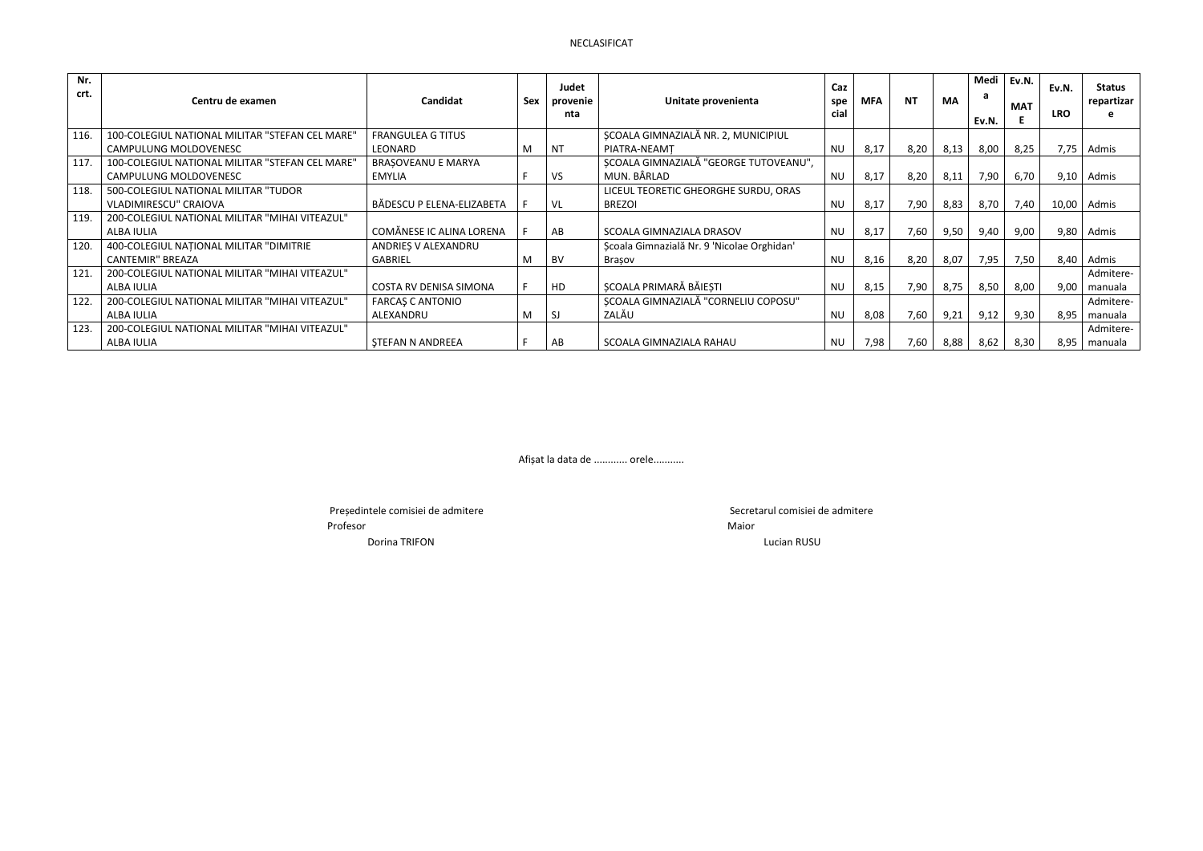NECLASIFICAT

| Nr. crt. | Centru de examen | Candidat | Sex | Judet provenienta | Unitate provenienta | Caz special | MFA | NT | MA | Media Ev.N. | Ev.N. MATE | Ev.N. LRO | Status repartizare |
|---|---|---|---|---|---|---|---|---|---|---|---|---|---|
| 116. | 100-COLEGIUL NATIONAL MILITAR "STEFAN CEL MARE" CAMPULUNG MOLDOVENESC | FRANGULEA G TITUS LEONARD | M | NT | ŞCOALA GIMNAZIALĂ NR. 2, MUNICIPIUL PIATRA-NEAMŢ | NU | 8,17 | 8,20 | 8,13 | 8,00 | 8,25 | 7,75 | Admis |
| 117. | 100-COLEGIUL NATIONAL MILITAR "STEFAN CEL MARE" CAMPULUNG MOLDOVENESC | BRAŞOVEANU E MARYA EMYLIA | F | VS | ŞCOALA GIMNAZIALĂ "GEORGE TUTOVEANU", MUN. BÂRLAD | NU | 8,17 | 8,20 | 8,11 | 7,90 | 6,70 | 9,10 | Admis |
| 118. | 500-COLEGIUL NATIONAL MILITAR "TUDOR VLADIMIRESCU" CRAIOVA | BĂDESCU P ELENA-ELIZABETA | F | VL | LICEUL TEORETIC GHEORGHE SURDU, ORAS BREZOI | NU | 8,17 | 7,90 | 8,83 | 8,70 | 7,40 | 10,00 | Admis |
| 119. | 200-COLEGIUL NATIONAL MILITAR "MIHAI VITEAZUL" ALBA IULIA | COMĂNESE IC ALINA LORENA | F | AB | SCOALA GIMNAZIALA DRASOV | NU | 8,17 | 7,60 | 9,50 | 9,40 | 9,00 | 9,80 | Admis |
| 120. | 400-COLEGIUL NAȚIONAL MILITAR "DIMITRIE CANTEMIR" BREAZA | ANDRIEŞ V ALEXANDRU GABRIEL | M | BV | Şcoala Gimnazială Nr. 9 'Nicolae Orghidan' Braşov | NU | 8,16 | 8,20 | 8,07 | 7,95 | 7,50 | 8,40 | Admis |
| 121. | 200-COLEGIUL NATIONAL MILITAR "MIHAI VITEAZUL" ALBA IULIA | COSTA RV DENISA SIMONA | F | HD | ŞCOALA PRIMARĂ BĂIEŞTI | NU | 8,15 | 7,90 | 8,75 | 8,50 | 8,00 | 9,00 | Admitere-manuala |
| 122. | 200-COLEGIUL NATIONAL MILITAR "MIHAI VITEAZUL" ALBA IULIA | FARCAŞ C ANTONIO ALEXANDRU | M | SJ | ŞCOALA GIMNAZIALĂ "CORNELIU COPOSU" ZALĂU | NU | 8,08 | 7,60 | 9,21 | 9,12 | 9,30 | 8,95 | Admitere-manuala |
| 123. | 200-COLEGIUL NATIONAL MILITAR "MIHAI VITEAZUL" ALBA IULIA | ŞTEFAN N ANDREEA | F | AB | SCOALA GIMNAZIALA RAHAU | NU | 7,98 | 7,60 | 8,88 | 8,62 | 8,30 | 8,95 | Admitere-manuala |

Afişat la data de ............ orele...........

Preşedintele comisiei de admitere
Profesor
Dorina TRIFON

Secretarul comisiei de admitere
Maior
Lucian RUSU